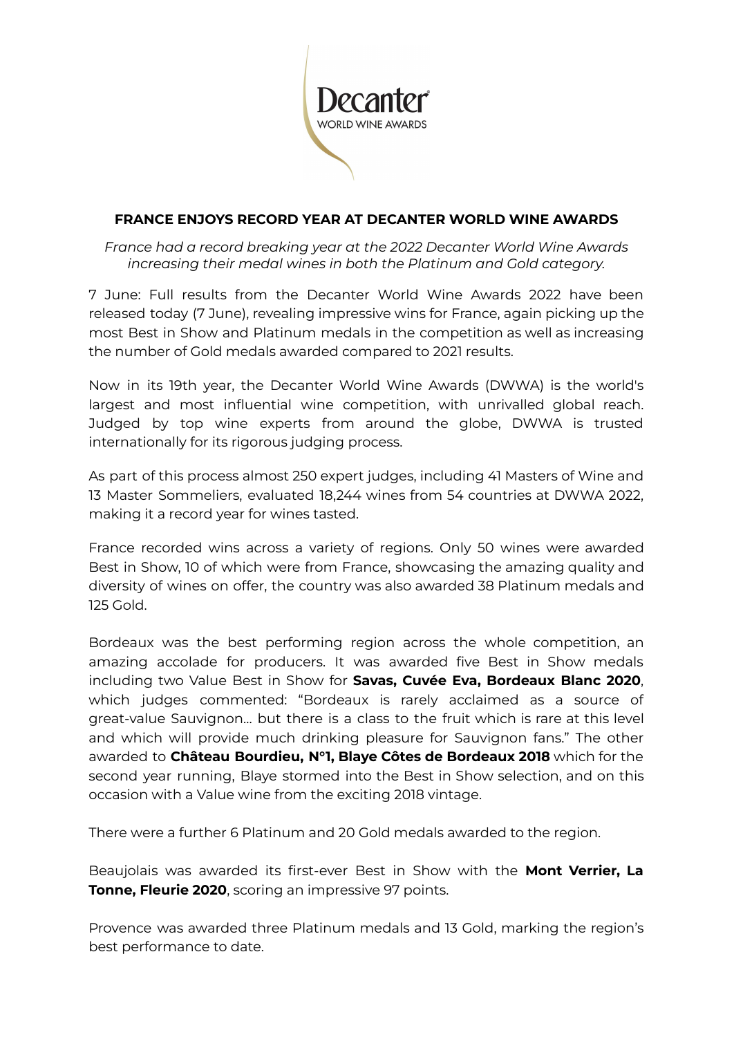# FRANCE ENJOYS RECORD YEAR AT DECANTER WORLD WINE AWARDS

*France had a record breaking year at the 2022 Decanter World Wine Awards increasing their medal wines in both the Platinum and Gold category.*

7 June: Full results from the Decanter World Wine Awards 2022 have been released today (7 June), revealing impressive wins for France, again picking up the most Best in Show and Platinum medals in the competition as well as increasing the number of Gold medals awarded compared to 2021 results.

Now in its 19th year, the Decanter World Wine Awards (DWWA) is the world's largest and most influential wine competition, with unrivalled global reach. Judged by top wine experts from around the globe, DWWA is trusted internationally for its rigorous judging process.

As part of this process almost 250 expert judges, including 41 Masters of Wine and 13 Master Sommeliers, evaluated 18,244 wines from 54 countries at DWWA 2022, making it a record year for wines tasted.

France recorded wins across a variety of regions. Only 50 wines were awarded Best in Show, 10 of which were from France, showcasing the amazing quality and diversity of wines on offer, the country was also awarded 38 Platinum medals and 125 Gold.

Bordeaux was the best performing region across the whole competition, an amazing accolade for producers. It was awarded five Best in Show medals including two Value Best in Show for **Savas, Cuvée Eva, Bordeaux Blanc 2020**, which judges commented: "Bordeaux is rarely acclaimed as a source of great-value Sauvignon… but there is a class to the fruit which is rare at this level and which will provide much drinking pleasure for Sauvignon fans." The other awarded to **Château Bourdieu, N°1, Blaye Côtes de Bordeaux 2018** which for the second year running, Blaye stormed into the Best in Show selection, and on this occasion with a Value wine from the exciting 2018 vintage.

There were a further 6 Platinum and 20 Gold medals awarded to the region.

Beaujolais was awarded its first-ever Best in Show with the **Mont Verrier, La Tonne, Fleurie 2020**, scoring an impressive 97 points.

Provence was awarded three Platinum medals and 13 Gold, marking the region's best performance to date.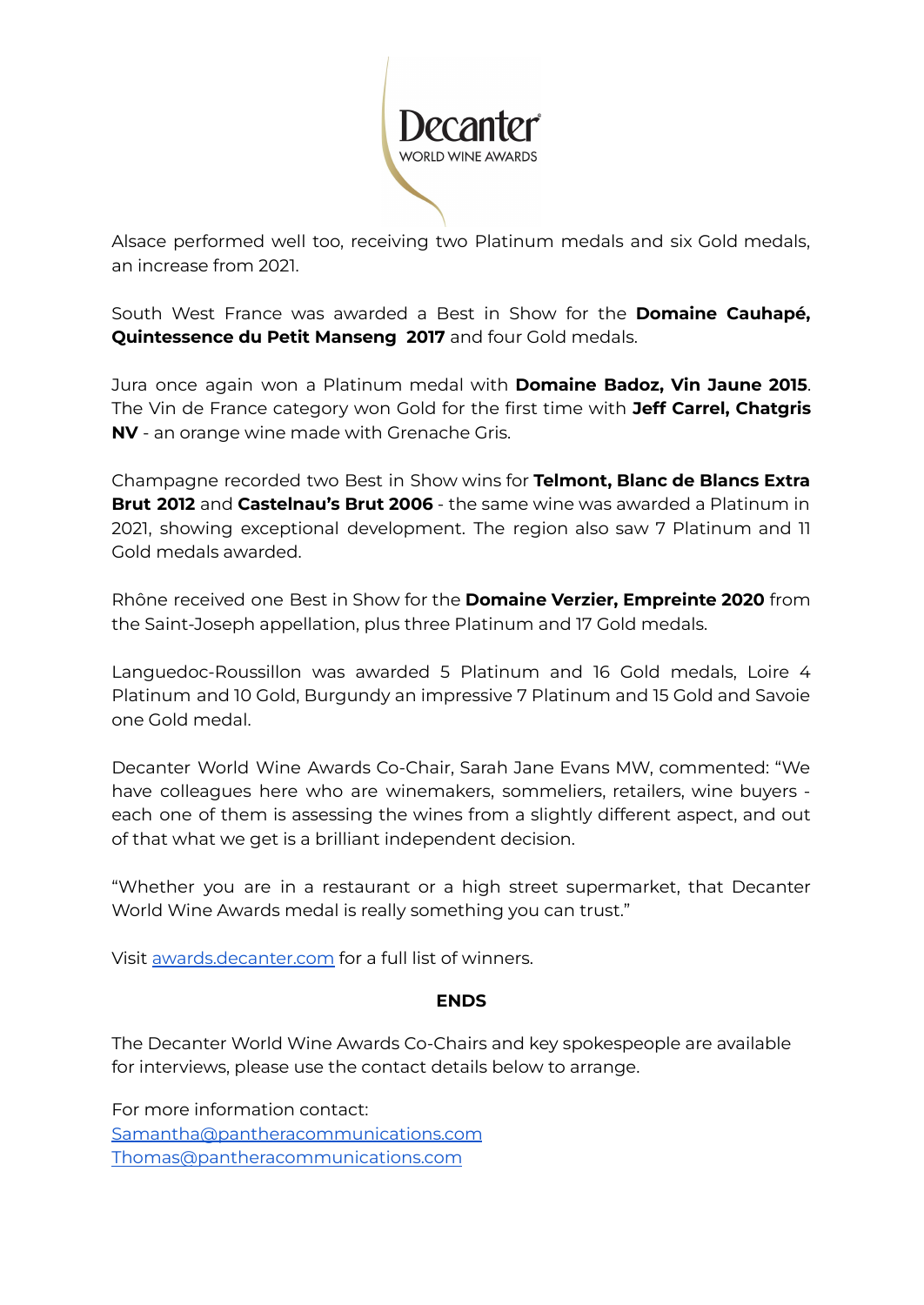Alsace performed well too, receiving two Platinum medals and six Gold medals, an increase from 2021.

South West France was awarded a Best in Show for the **Domaine Cauhapé, Quintessence du Petit Manseng 2017** and four Gold medals.

Jura once again won a Platinum medal with **Domaine Badoz, Vin Jaune 2015**. The Vin de France category won Gold for the first time with **Jeff Carrel, Chatgris NV** - an orange wine made with Grenache Gris.

Champagne recorded two Best in Show wins for **Telmont, Blanc de Blancs Extra Brut 2012** and **Castelnau's Brut 2006** - the same wine was awarded a Platinum in 2021, showing exceptional development. The region also saw 7 Platinum and 11 Gold medals awarded.

Rhône received one Best in Show for the **Domaine Verzier, Empreinte 2020** from the Saint-Joseph appellation, plus three Platinum and 17 Gold medals.

Languedoc-Roussillon was awarded 5 Platinum and 16 Gold medals, Loire 4 Platinum and 10 Gold, Burgundy an impressive 7 Platinum and 15 Gold and Savoie one Gold medal.

Decanter World Wine Awards Co-Chair, Sarah Jane Evans MW, commented: "We have colleagues here who are winemakers, sommeliers, retailers, wine buyers - each one of them is assessing the wines from a slightly different aspect, and out of that what we get is a brilliant independent decision.

"Whether you are in a restaurant or a high street supermarket, that Decanter World Wine Awards medal is really something you can trust."

Visit [awards.decanter.com](awards.decanter.com) for a full list of winners.

**ENDS**

The Decanter World Wine Awards Co-Chairs and key spokespeople are available for interviews, please use the contact details below to arrange.

For more information contact:
[Samantha@pantheracommunications.com](mailto:Samantha@pantheracommunications.com)
[Thomas@pantheracommunications.com](mailto:Thomas@pantheracommunications.com)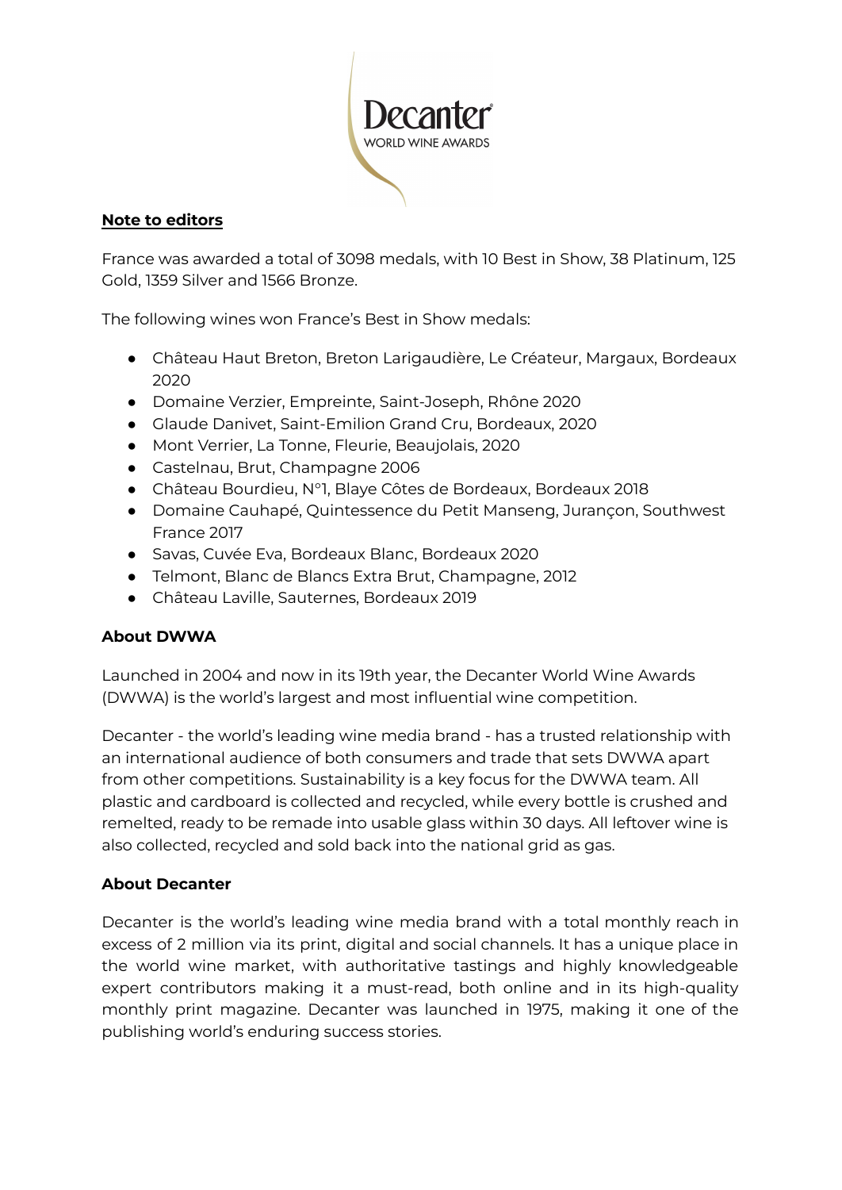## Note to editors

France was awarded a total of 3098 medals, with 10 Best in Show, 38 Platinum, 125 Gold, 1359 Silver and 1566 Bronze.

The following wines won France's Best in Show medals:

- Château Haut Breton, Breton Larigaudière, Le Créateur, Margaux, Bordeaux 2020
- Domaine Verzier, Empreinte, Saint-Joseph, Rhône 2020
- Glaude Danivet, Saint-Emilion Grand Cru, Bordeaux, 2020
- Mont Verrier, La Tonne, Fleurie, Beaujolais, 2020
- Castelnau, Brut, Champagne 2006
- Château Bourdieu, N°1, Blaye Côtes de Bordeaux, Bordeaux 2018
- Domaine Cauhapé, Quintessence du Petit Manseng, Jurançon, Southwest France 2017
- Savas, Cuvée Eva, Bordeaux Blanc, Bordeaux 2020
- Telmont, Blanc de Blancs Extra Brut, Champagne, 2012
- Château Laville, Sauternes, Bordeaux 2019

**About DWWA**

Launched in 2004 and now in its 19th year, the Decanter World Wine Awards (DWWA) is the world's largest and most influential wine competition.

Decanter - the world's leading wine media brand - has a trusted relationship with an international audience of both consumers and trade that sets DWWA apart from other competitions. Sustainability is a key focus for the DWWA team. All plastic and cardboard is collected and recycled, while every bottle is crushed and remelted, ready to be remade into usable glass within 30 days. All leftover wine is also collected, recycled and sold back into the national grid as gas.

**About Decanter**

Decanter is the world's leading wine media brand with a total monthly reach in excess of 2 million via its print, digital and social channels. It has a unique place in the world wine market, with authoritative tastings and highly knowledgeable expert contributors making it a must-read, both online and in its high-quality monthly print magazine. Decanter was launched in 1975, making it one of the publishing world's enduring success stories.